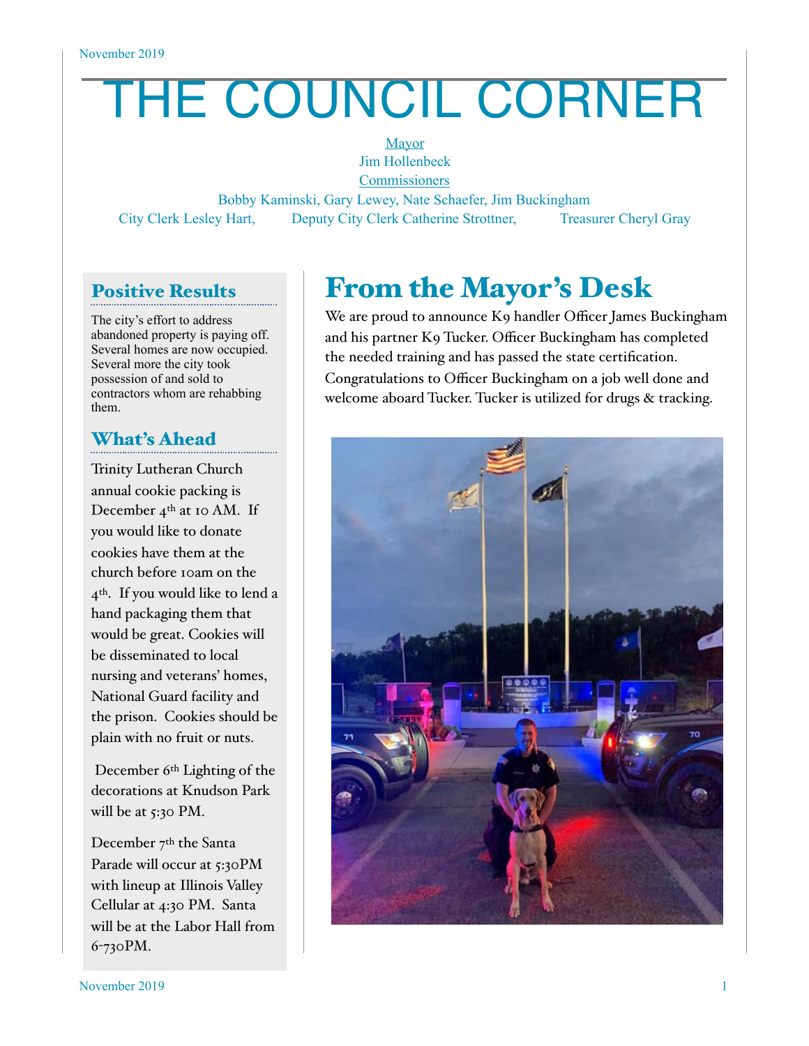November 2019

# THE COUNCIL CORNER

Mayor
Jim Hollenbeck
Commissioners
Bobby Kaminski, Gary Lewey, Nate Schaefer, Jim Buckingham
City Clerk Lesley Hart, Deputy City Clerk Catherine Strottner, Treasurer Cheryl Gray

## From the Mayor's Desk

We are proud to announce K9 handler Officer James Buckingham and his partner K9 Tucker. Officer Buckingham has completed the needed training and has passed the state certification. Congratulations to Officer Buckingham on a job well done and welcome aboard Tucker. Tucker is utilized for drugs & tracking.

## Positive Results

The city's effort to address abandoned property is paying off. Several homes are now occupied. Several more the city took possession of and sold to contractors whom are rehabbing them.

## What's Ahead

Trinity Lutheran Church annual cookie packing is December 4th at 10 AM. If you would like to donate cookies have them at the church before 10am on the 4th. If you would like to lend a hand packaging them that would be great. Cookies will be disseminated to local nursing and veterans' homes, National Guard facility and the prison. Cookies should be plain with no fruit or nuts.

December 6th Lighting of the decorations at Knudson Park will be at 5:30 PM.

December 7th the Santa Parade will occur at 5:30PM with lineup at Illinois Valley Cellular at 4:30 PM. Santa will be at the Labor Hall from 6-730PM.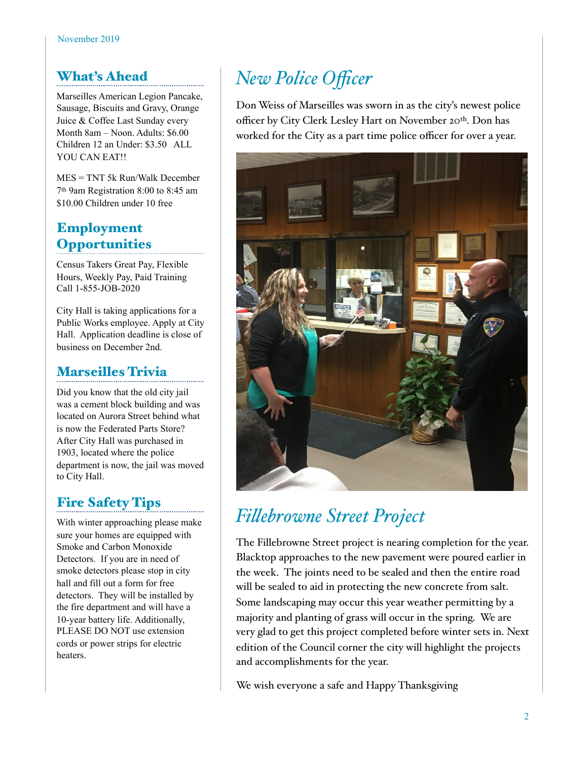## What's Ahead

Marseilles American Legion Pancake, Sausage, Biscuits and Gravy, Orange Juice & Coffee Last Sunday every Month 8am – Noon. Adults: $6.00 Children 12 an Under: $3.50 ALL YOU CAN EAT!!

MES = TNT 5k Run/Walk December 7th 9am Registration 8:00 to 8:45 am $10.00 Children under 10 free

## Employment Opportunities

Census Takers Great Pay, Flexible Hours, Weekly Pay, Paid Training Call 1-855-JOB-2020

City Hall is taking applications for a Public Works employee. Apply at City Hall. Application deadline is close of business on December 2nd.

## Marseilles Trivia

Did you know that the old city jail was a cement block building and was located on Aurora Street behind what is now the Federated Parts Store? After City Hall was purchased in 1903, located where the police department is now, the jail was moved to City Hall.

## Fire Safety Tips

With winter approaching please make sure your homes are equipped with Smoke and Carbon Monoxide Detectors. If you are in need of smoke detectors please stop in city hall and fill out a form for free detectors. They will be installed by the fire department and will have a 10-year battery life. Additionally, PLEASE DO NOT use extension cords or power strips for electric heaters.

## *New Police Officer*

Don Weiss of Marseilles was sworn in as the city's newest police officer by City Clerk Lesley Hart on November 20th. Don has worked for the City as a part time police officer for over a year.

## *Fillebrowne Street Project*

The Fillebrowne Street project is nearing completion for the year. Blacktop approaches to the new pavement were poured earlier in the week. The joints need to be sealed and then the entire road will be sealed to aid in protecting the new concrete from salt. Some landscaping may occur this year weather permitting by a majority and planting of grass will occur in the spring. We are very glad to get this project completed before winter sets in. Next edition of the Council corner the city will highlight the projects and accomplishments for the year.

We wish everyone a safe and Happy Thanksgiving